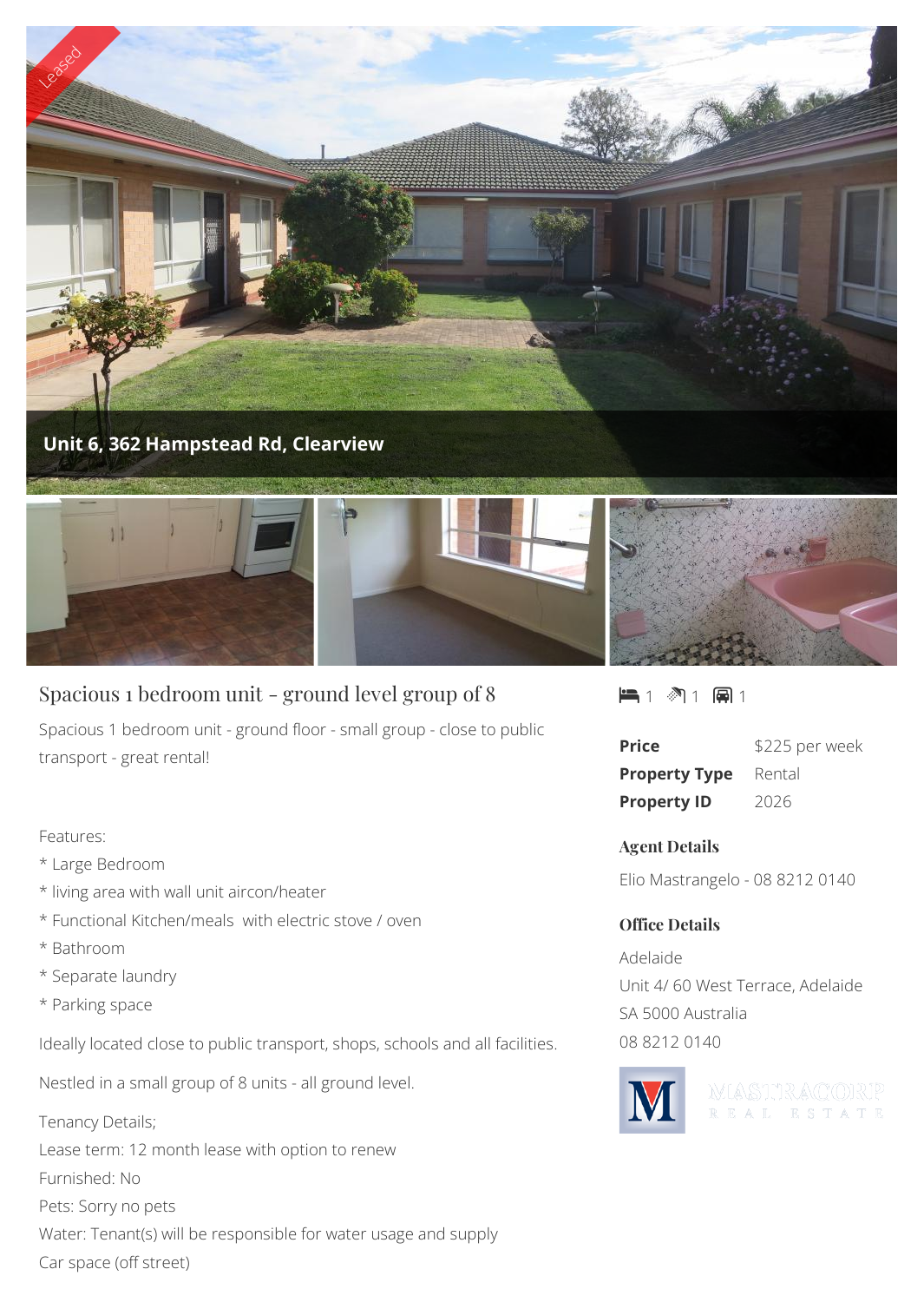Leased

**Unit 6, 362 Hampstead Rd, Clearview**

# Spacious 1 bedroom unit - ground level group of 8

Spacious 1 bedroom unit - ground floor - small group - close to public transport - great rental!

Features:

* Large Bedroom
* living area with wall unit aircon/heater
* Functional Kitchen/meals with electric stove / oven
* Bathroom
* Separate laundry
* Parking space

Ideally located close to public transport, shops, schools and all facilities.

Nestled in a small group of 8 units - all ground level.

Tenancy Details;

Lease term: 12 month lease with option to renew

Furnished: No

Pets: Sorry no pets

Water: Tenant(s) will be responsible for water usage and supply

Car space (off street)

1 1 1

| | |
|---|---|
| **Price** | $225 per week |
| **Property Type** | Rental |
| **Property ID** | 2026 |

### Agent Details

Elio Mastrangelo - 08 8212 0140

### Office Details

Adelaide

Unit 4/ 60 West Terrace, Adelaide

SA 5000 Australia

08 8212 0140

MASTRACORP REAL ESTATE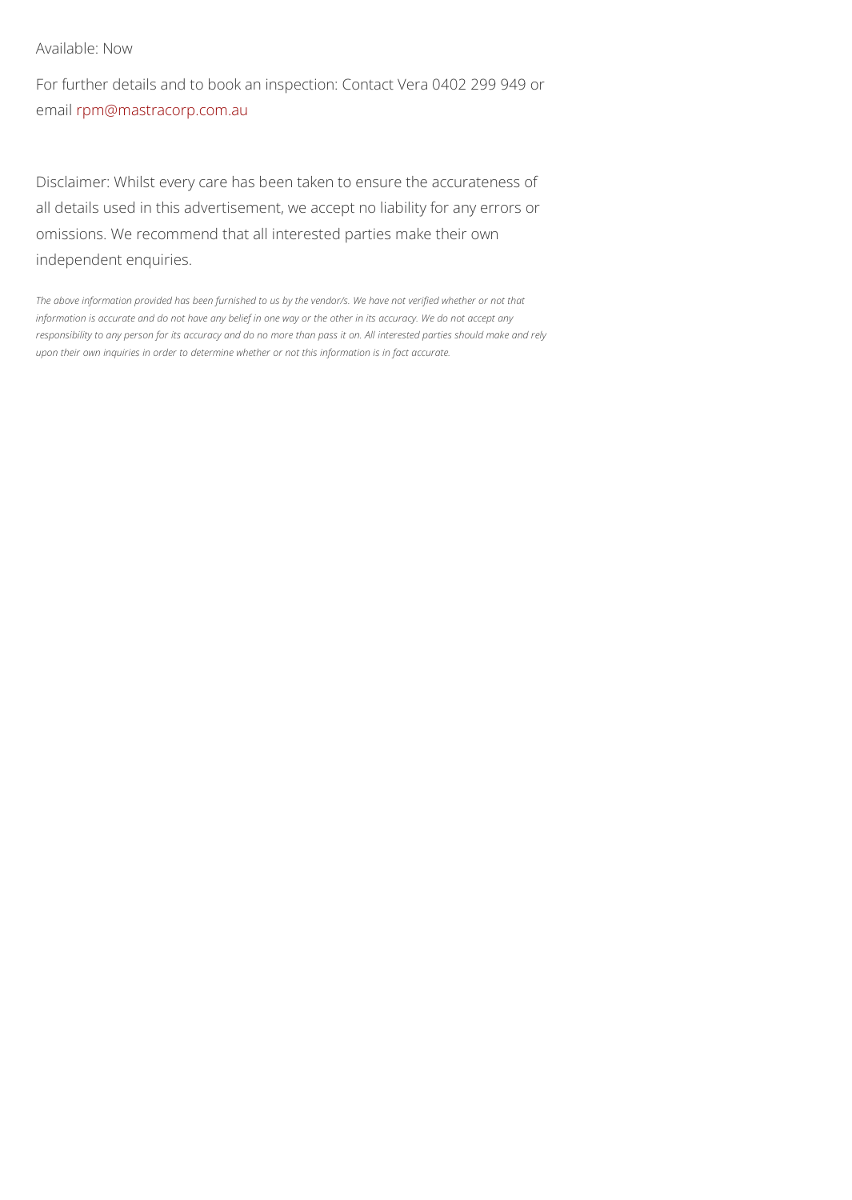Available: Now

For further details and to book an inspection: Contact Vera 0402 299 949 or email rpm@mastracorp.com.au

Disclaimer: Whilst every care has been taken to ensure the accurateness of all details used in this advertisement, we accept no liability for any errors or omissions. We recommend that all interested parties make their own independent enquiries.

*The above information provided has been furnished to us by the vendor/s. We have not verified whether or not that information is accurate and do not have any belief in one way or the other in its accuracy. We do not accept any responsibility to any person for its accuracy and do no more than pass it on. All interested parties should make and rely upon their own inquiries in order to determine whether or not this information is in fact accurate.*